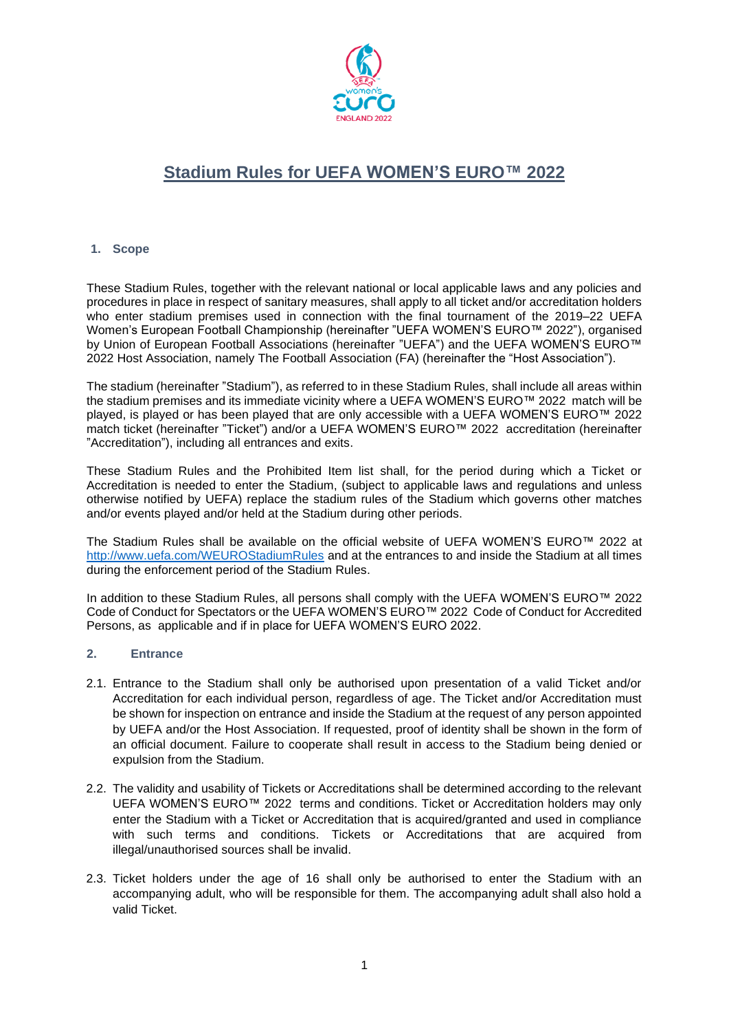# Stadium Rules for UEFA WOMEN'S EURO™ 2022

## 1. Scope

These Stadium Rules, together with the relevant national or local applicable laws and any policies and procedures in place in respect of sanitary measures, shall apply to all ticket and/or accreditation holders who enter stadium premises used in connection with the final tournament of the 2019–22 UEFA Women's European Football Championship (hereinafter "UEFA WOMEN'S EURO™ 2022"), organised by Union of European Football Associations (hereinafter "UEFA") and the UEFA WOMEN'S EURO™ 2022 Host Association, namely The Football Association (FA) (hereinafter the "Host Association").

The stadium (hereinafter "Stadium"), as referred to in these Stadium Rules, shall include all areas within the stadium premises and its immediate vicinity where a UEFA WOMEN'S EURO™ 2022 match will be played, is played or has been played that are only accessible with a UEFA WOMEN'S EURO™ 2022 match ticket (hereinafter "Ticket") and/or a UEFA WOMEN'S EURO™ 2022 accreditation (hereinafter "Accreditation"), including all entrances and exits.

These Stadium Rules and the Prohibited Item list shall, for the period during which a Ticket or Accreditation is needed to enter the Stadium, (subject to applicable laws and regulations and unless otherwise notified by UEFA) replace the stadium rules of the Stadium which governs other matches and/or events played and/or held at the Stadium during other periods.

The Stadium Rules shall be available on the official website of UEFA WOMEN'S EURO™ 2022 at http://www.uefa.com/WEUROStadiumRules and at the entrances to and inside the Stadium at all times during the enforcement period of the Stadium Rules.

In addition to these Stadium Rules, all persons shall comply with the UEFA WOMEN'S EURO™ 2022 Code of Conduct for Spectators or the UEFA WOMEN'S EURO™ 2022 Code of Conduct for Accredited Persons, as applicable and if in place for UEFA WOMEN'S EURO 2022.

## 2. Entrance

2.1. Entrance to the Stadium shall only be authorised upon presentation of a valid Ticket and/or Accreditation for each individual person, regardless of age. The Ticket and/or Accreditation must be shown for inspection on entrance and inside the Stadium at the request of any person appointed by UEFA and/or the Host Association. If requested, proof of identity shall be shown in the form of an official document. Failure to cooperate shall result in access to the Stadium being denied or expulsion from the Stadium.

2.2. The validity and usability of Tickets or Accreditations shall be determined according to the relevant UEFA WOMEN'S EURO™ 2022 terms and conditions. Ticket or Accreditation holders may only enter the Stadium with a Ticket or Accreditation that is acquired/granted and used in compliance with such terms and conditions. Tickets or Accreditations that are acquired from illegal/unauthorised sources shall be invalid.

2.3. Ticket holders under the age of 16 shall only be authorised to enter the Stadium with an accompanying adult, who will be responsible for them. The accompanying adult shall also hold a valid Ticket.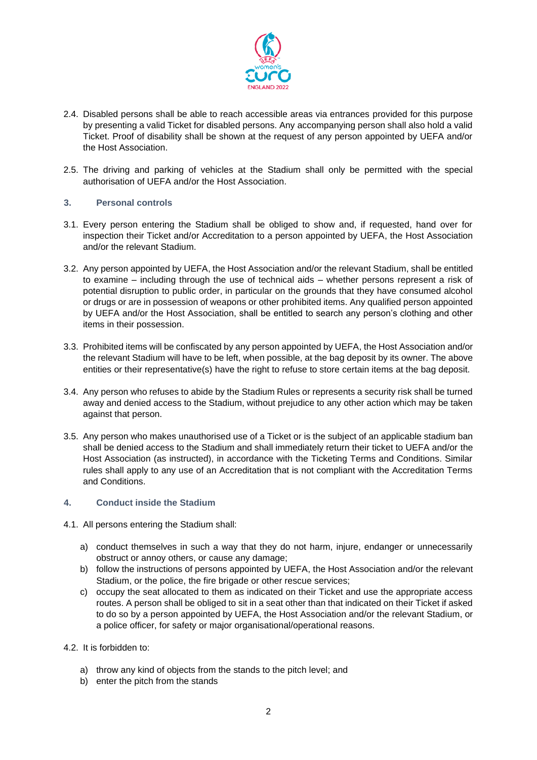2.4. Disabled persons shall be able to reach accessible areas via entrances provided for this purpose by presenting a valid Ticket for disabled persons. Any accompanying person shall also hold a valid Ticket. Proof of disability shall be shown at the request of any person appointed by UEFA and/or the Host Association.

2.5. The driving and parking of vehicles at the Stadium shall only be permitted with the special authorisation of UEFA and/or the Host Association.

## 3. Personal controls

3.1. Every person entering the Stadium shall be obliged to show and, if requested, hand over for inspection their Ticket and/or Accreditation to a person appointed by UEFA, the Host Association and/or the relevant Stadium.

3.2. Any person appointed by UEFA, the Host Association and/or the relevant Stadium, shall be entitled to examine – including through the use of technical aids – whether persons represent a risk of potential disruption to public order, in particular on the grounds that they have consumed alcohol or drugs or are in possession of weapons or other prohibited items. Any qualified person appointed by UEFA and/or the Host Association, shall be entitled to search any person's clothing and other items in their possession.

3.3. Prohibited items will be confiscated by any person appointed by UEFA, the Host Association and/or the relevant Stadium will have to be left, when possible, at the bag deposit by its owner. The above entities or their representative(s) have the right to refuse to store certain items at the bag deposit.

3.4. Any person who refuses to abide by the Stadium Rules or represents a security risk shall be turned away and denied access to the Stadium, without prejudice to any other action which may be taken against that person.

3.5. Any person who makes unauthorised use of a Ticket or is the subject of an applicable stadium ban shall be denied access to the Stadium and shall immediately return their ticket to UEFA and/or the Host Association (as instructed), in accordance with the Ticketing Terms and Conditions. Similar rules shall apply to any use of an Accreditation that is not compliant with the Accreditation Terms and Conditions.

## 4. Conduct inside the Stadium

4.1. All persons entering the Stadium shall:

a) conduct themselves in such a way that they do not harm, injure, endanger or unnecessarily obstruct or annoy others, or cause any damage;
b) follow the instructions of persons appointed by UEFA, the Host Association and/or the relevant Stadium, or the police, the fire brigade or other rescue services;
c) occupy the seat allocated to them as indicated on their Ticket and use the appropriate access routes. A person shall be obliged to sit in a seat other than that indicated on their Ticket if asked to do so by a person appointed by UEFA, the Host Association and/or the relevant Stadium, or a police officer, for safety or major organisational/operational reasons.

4.2. It is forbidden to:

a) throw any kind of objects from the stands to the pitch level; and
b) enter the pitch from the stands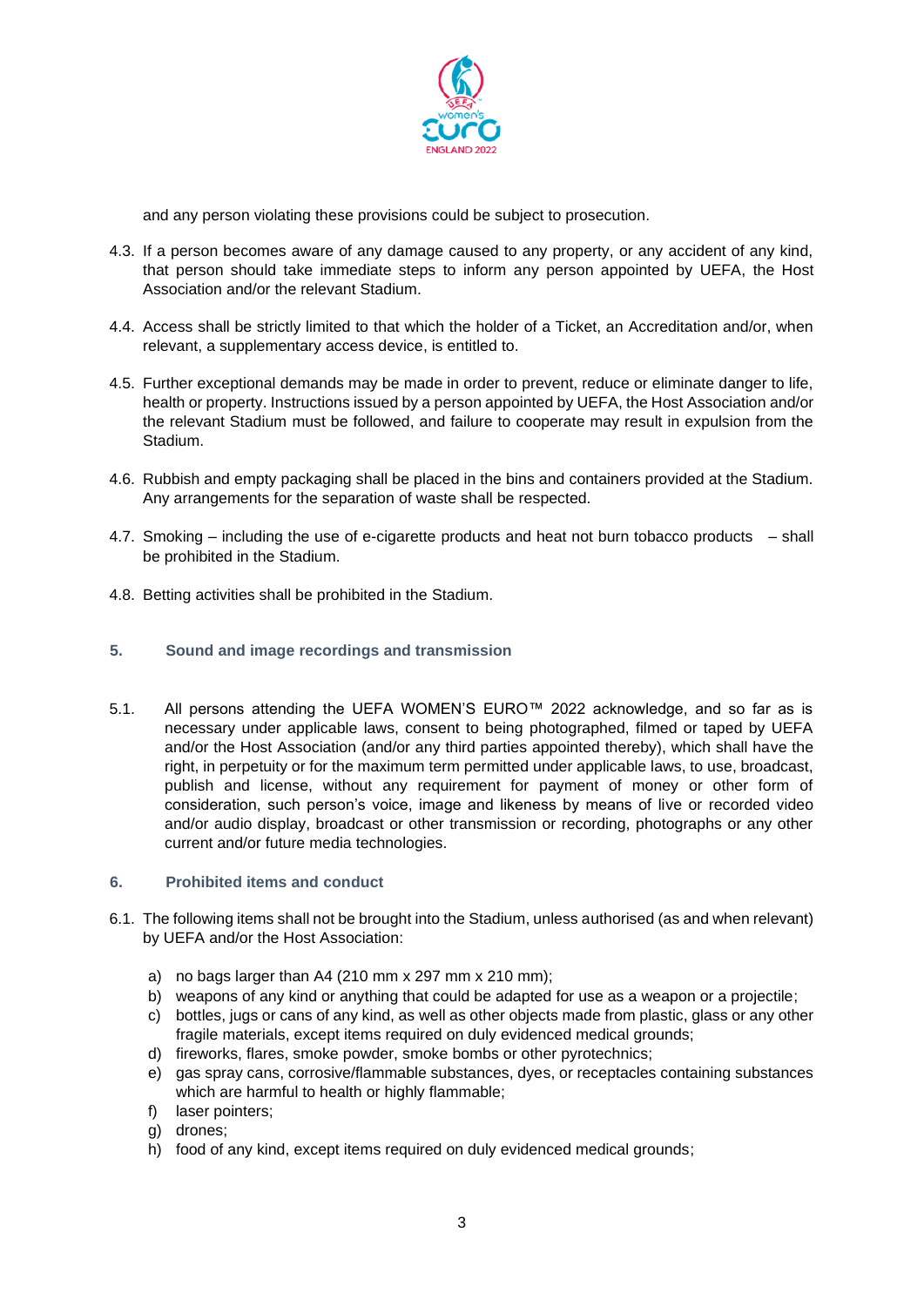and any person violating these provisions could be subject to prosecution.

4.3. If a person becomes aware of any damage caused to any property, or any accident of any kind, that person should take immediate steps to inform any person appointed by UEFA, the Host Association and/or the relevant Stadium.

4.4. Access shall be strictly limited to that which the holder of a Ticket, an Accreditation and/or, when relevant, a supplementary access device, is entitled to.

4.5. Further exceptional demands may be made in order to prevent, reduce or eliminate danger to life, health or property. Instructions issued by a person appointed by UEFA, the Host Association and/or the relevant Stadium must be followed, and failure to cooperate may result in expulsion from the Stadium.

4.6. Rubbish and empty packaging shall be placed in the bins and containers provided at the Stadium. Any arrangements for the separation of waste shall be respected.

4.7. Smoking – including the use of e-cigarette products and heat not burn tobacco products – shall be prohibited in the Stadium.

4.8. Betting activities shall be prohibited in the Stadium.

## 5. Sound and image recordings and transmission

5.1. All persons attending the UEFA WOMEN'S EURO™ 2022 acknowledge, and so far as is necessary under applicable laws, consent to being photographed, filmed or taped by UEFA and/or the Host Association (and/or any third parties appointed thereby), which shall have the right, in perpetuity or for the maximum term permitted under applicable laws, to use, broadcast, publish and license, without any requirement for payment of money or other form of consideration, such person's voice, image and likeness by means of live or recorded video and/or audio display, broadcast or other transmission or recording, photographs or any other current and/or future media technologies.

## 6. Prohibited items and conduct

6.1. The following items shall not be brought into the Stadium, unless authorised (as and when relevant) by UEFA and/or the Host Association:

a) no bags larger than A4 (210 mm x 297 mm x 210 mm);
b) weapons of any kind or anything that could be adapted for use as a weapon or a projectile;
c) bottles, jugs or cans of any kind, as well as other objects made from plastic, glass or any other fragile materials, except items required on duly evidenced medical grounds;
d) fireworks, flares, smoke powder, smoke bombs or other pyrotechnics;
e) gas spray cans, corrosive/flammable substances, dyes, or receptacles containing substances which are harmful to health or highly flammable;
f) laser pointers;
g) drones;
h) food of any kind, except items required on duly evidenced medical grounds;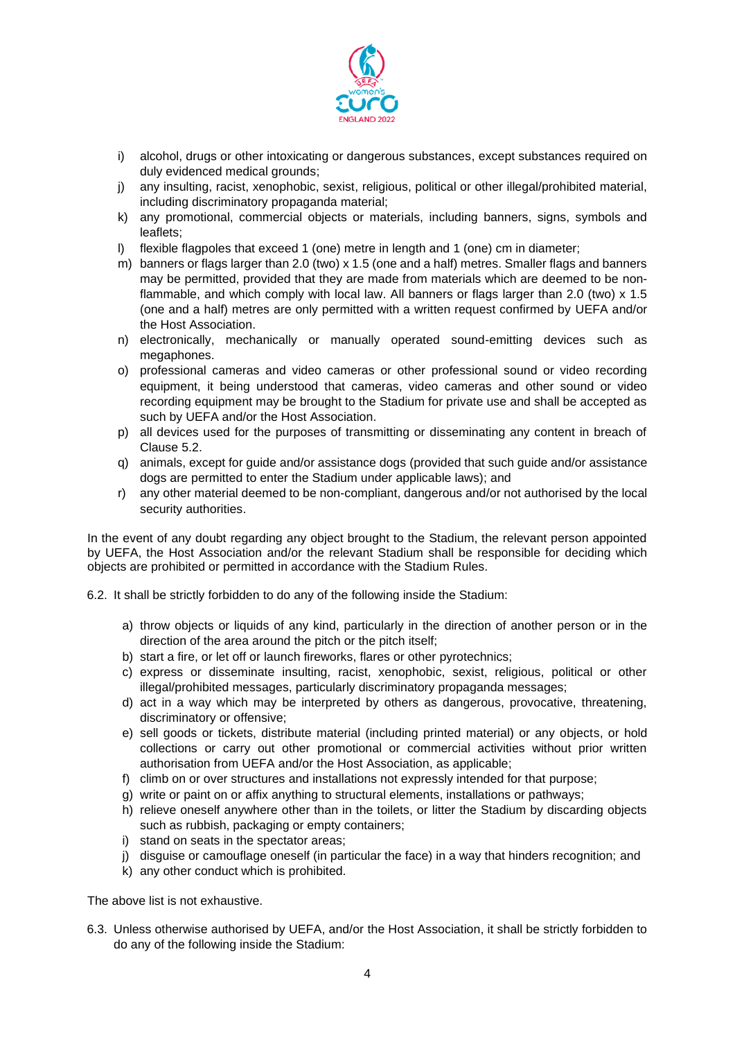i) alcohol, drugs or other intoxicating or dangerous substances, except substances required on duly evidenced medical grounds;
j) any insulting, racist, xenophobic, sexist, religious, political or other illegal/prohibited material, including discriminatory propaganda material;
k) any promotional, commercial objects or materials, including banners, signs, symbols and leaflets;
l) flexible flagpoles that exceed 1 (one) metre in length and 1 (one) cm in diameter;
m) banners or flags larger than 2.0 (two) x 1.5 (one and a half) metres. Smaller flags and banners may be permitted, provided that they are made from materials which are deemed to be non-flammable, and which comply with local law. All banners or flags larger than 2.0 (two) x 1.5 (one and a half) metres are only permitted with a written request confirmed by UEFA and/or the Host Association.
n) electronically, mechanically or manually operated sound-emitting devices such as megaphones.
o) professional cameras and video cameras or other professional sound or video recording equipment, it being understood that cameras, video cameras and other sound or video recording equipment may be brought to the Stadium for private use and shall be accepted as such by UEFA and/or the Host Association.
p) all devices used for the purposes of transmitting or disseminating any content in breach of Clause 5.2.
q) animals, except for guide and/or assistance dogs (provided that such guide and/or assistance dogs are permitted to enter the Stadium under applicable laws); and
r) any other material deemed to be non-compliant, dangerous and/or not authorised by the local security authorities.

In the event of any doubt regarding any object brought to the Stadium, the relevant person appointed by UEFA, the Host Association and/or the relevant Stadium shall be responsible for deciding which objects are prohibited or permitted in accordance with the Stadium Rules.

6.2. It shall be strictly forbidden to do any of the following inside the Stadium:

a) throw objects or liquids of any kind, particularly in the direction of another person or in the direction of the area around the pitch or the pitch itself;
b) start a fire, or let off or launch fireworks, flares or other pyrotechnics;
c) express or disseminate insulting, racist, xenophobic, sexist, religious, political or other illegal/prohibited messages, particularly discriminatory propaganda messages;
d) act in a way which may be interpreted by others as dangerous, provocative, threatening, discriminatory or offensive;
e) sell goods or tickets, distribute material (including printed material) or any objects, or hold collections or carry out other promotional or commercial activities without prior written authorisation from UEFA and/or the Host Association, as applicable;
f) climb on or over structures and installations not expressly intended for that purpose;
g) write or paint on or affix anything to structural elements, installations or pathways;
h) relieve oneself anywhere other than in the toilets, or litter the Stadium by discarding objects such as rubbish, packaging or empty containers;
i) stand on seats in the spectator areas;
j) disguise or camouflage oneself (in particular the face) in a way that hinders recognition; and
k) any other conduct which is prohibited.

The above list is not exhaustive.

6.3. Unless otherwise authorised by UEFA, and/or the Host Association, it shall be strictly forbidden to do any of the following inside the Stadium: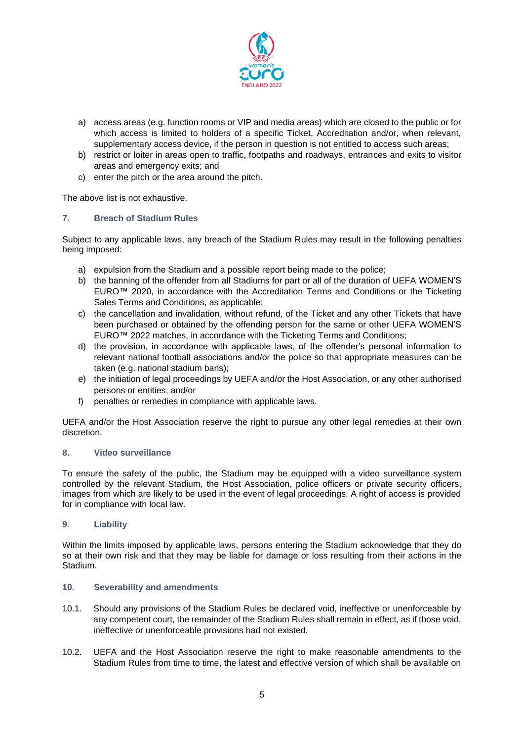a) access areas (e.g. function rooms or VIP and media areas) which are closed to the public or for which access is limited to holders of a specific Ticket, Accreditation and/or, when relevant, supplementary access device, if the person in question is not entitled to access such areas;
b) restrict or loiter in areas open to traffic, footpaths and roadways, entrances and exits to visitor areas and emergency exits; and
c) enter the pitch or the area around the pitch.

The above list is not exhaustive.

## 7. Breach of Stadium Rules

Subject to any applicable laws, any breach of the Stadium Rules may result in the following penalties being imposed:

a) expulsion from the Stadium and a possible report being made to the police;
b) the banning of the offender from all Stadiums for part or all of the duration of UEFA WOMEN'S EURO™ 2020, in accordance with the Accreditation Terms and Conditions or the Ticketing Sales Terms and Conditions, as applicable;
c) the cancellation and invalidation, without refund, of the Ticket and any other Tickets that have been purchased or obtained by the offending person for the same or other UEFA WOMEN'S EURO™ 2022 matches, in accordance with the Ticketing Terms and Conditions;
d) the provision, in accordance with applicable laws, of the offender's personal information to relevant national football associations and/or the police so that appropriate measures can be taken (e.g. national stadium bans);
e) the initiation of legal proceedings by UEFA and/or the Host Association, or any other authorised persons or entities; and/or
f) penalties or remedies in compliance with applicable laws.

UEFA and/or the Host Association reserve the right to pursue any other legal remedies at their own discretion.

## 8. Video surveillance

To ensure the safety of the public, the Stadium may be equipped with a video surveillance system controlled by the relevant Stadium, the Host Association, police officers or private security officers, images from which are likely to be used in the event of legal proceedings. A right of access is provided for in compliance with local law.

## 9. Liability

Within the limits imposed by applicable laws, persons entering the Stadium acknowledge that they do so at their own risk and that they may be liable for damage or loss resulting from their actions in the Stadium.

## 10. Severability and amendments

10.1. Should any provisions of the Stadium Rules be declared void, ineffective or unenforceable by any competent court, the remainder of the Stadium Rules shall remain in effect, as if those void, ineffective or unenforceable provisions had not existed.

10.2. UEFA and the Host Association reserve the right to make reasonable amendments to the Stadium Rules from time to time, the latest and effective version of which shall be available on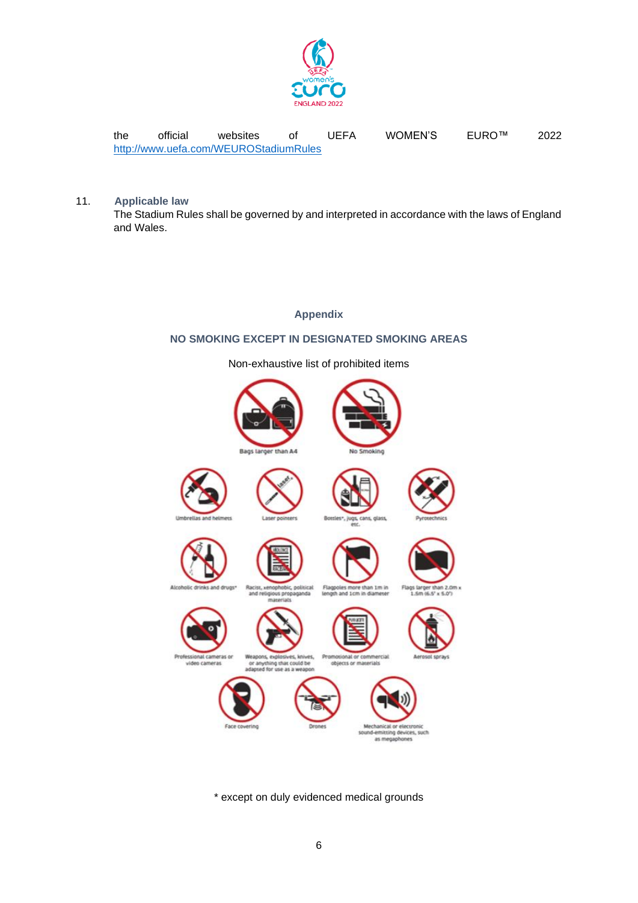the official websites of UEFA WOMEN'S EURO™ 2022 http://www.uefa.com/WEUROStadiumRules

11. **Applicable law**

The Stadium Rules shall be governed by and interpreted in accordance with the laws of England and Wales.

## Appendix

### NO SMOKING EXCEPT IN DESIGNATED SMOKING AREAS

Non-exhaustive list of prohibited items

Bags larger than A4

No Smoking

Umbrellas and helmets

Laser pointers

Bottles*, jugs, cans, glass, etc.

Pyrotechnics

Alcoholic drinks and drugs*

Racist, xenophobic, political and religious propaganda materials

Flagpoles more than 1m in length and 1cm in diameter

Flags larger than 2.0m x 1.5m (6.5' x 5.0')

Professional cameras or video cameras

Weapons, explosives, knives, or anything that could be adapted for use as a weapon

Promotional or commercial objects or materials

Aerosol sprays

Face covering

Drones

Mechanical or electronic sound-emitting devices, such as megaphones

* except on duly evidenced medical grounds